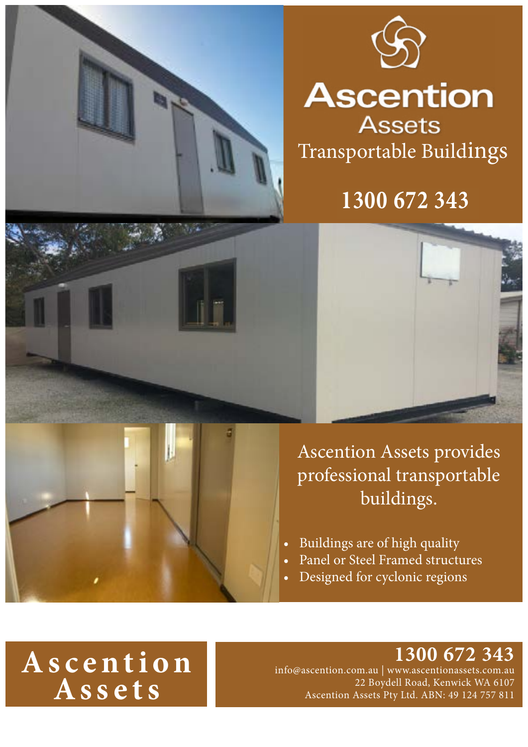# Ascention Assets

## Transportable Buildings

**1300 672 343**

Ascention Assets provides professional transportable buildings.

- Buildings are of high quality
- Panel or Steel Framed structures
- Designed for cyclonic regions

**Ascention Assets**

**1300 672 343**

info@ascention.com.au | www.ascentionassets.com.au
22 Boydell Road, Kenwick WA 6107
Ascention Assets Pty Ltd. ABN: 49 124 757 811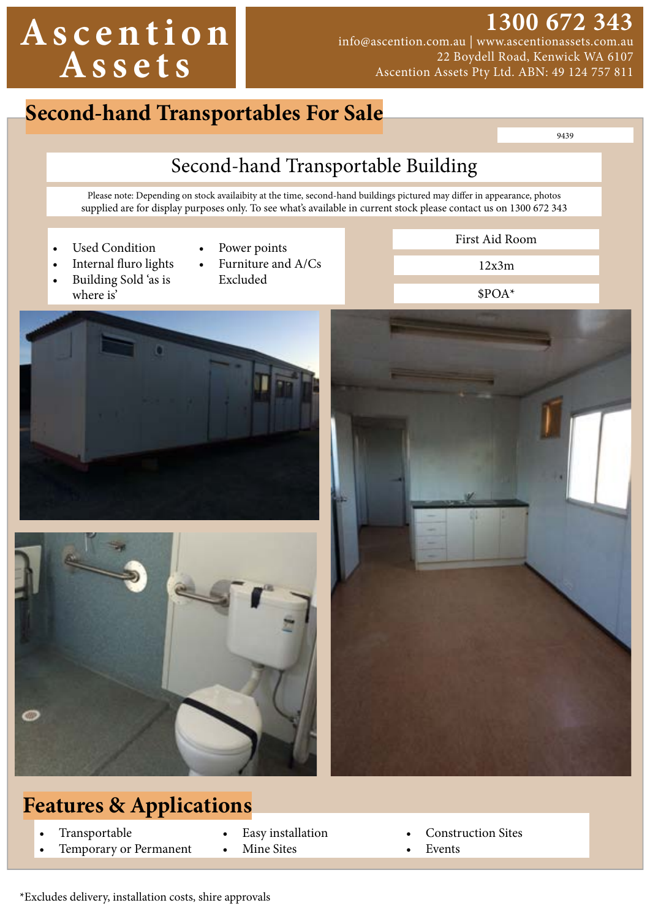# Ascention Assets

**1300 672 343**
info@ascention.com.au | www.ascentionassets.com.au
22 Boydell Road, Kenwick WA 6107
Ascention Assets Pty Ltd. ABN: 49 124 757 811

## Second-hand Transportables For Sale

9439

### Second-hand Transportable Building

Please note: Depending on stock availaibity at the time, second-hand buildings pictured may differ in appearance, photos supplied are for display purposes only. To see what's available in current stock please contact us on 1300 672 343

- Used Condition
- Internal fluro lights
- Building Sold 'as is where is'
- Power points
- Furniture and A/Cs Excluded

First Aid Room

12x3m

$POA*

## Features & Applications

- Transportable
- Temporary or Permanent
- Easy installation
- Mine Sites
- Construction Sites
- Events

*Excludes delivery, installation costs, shire approvals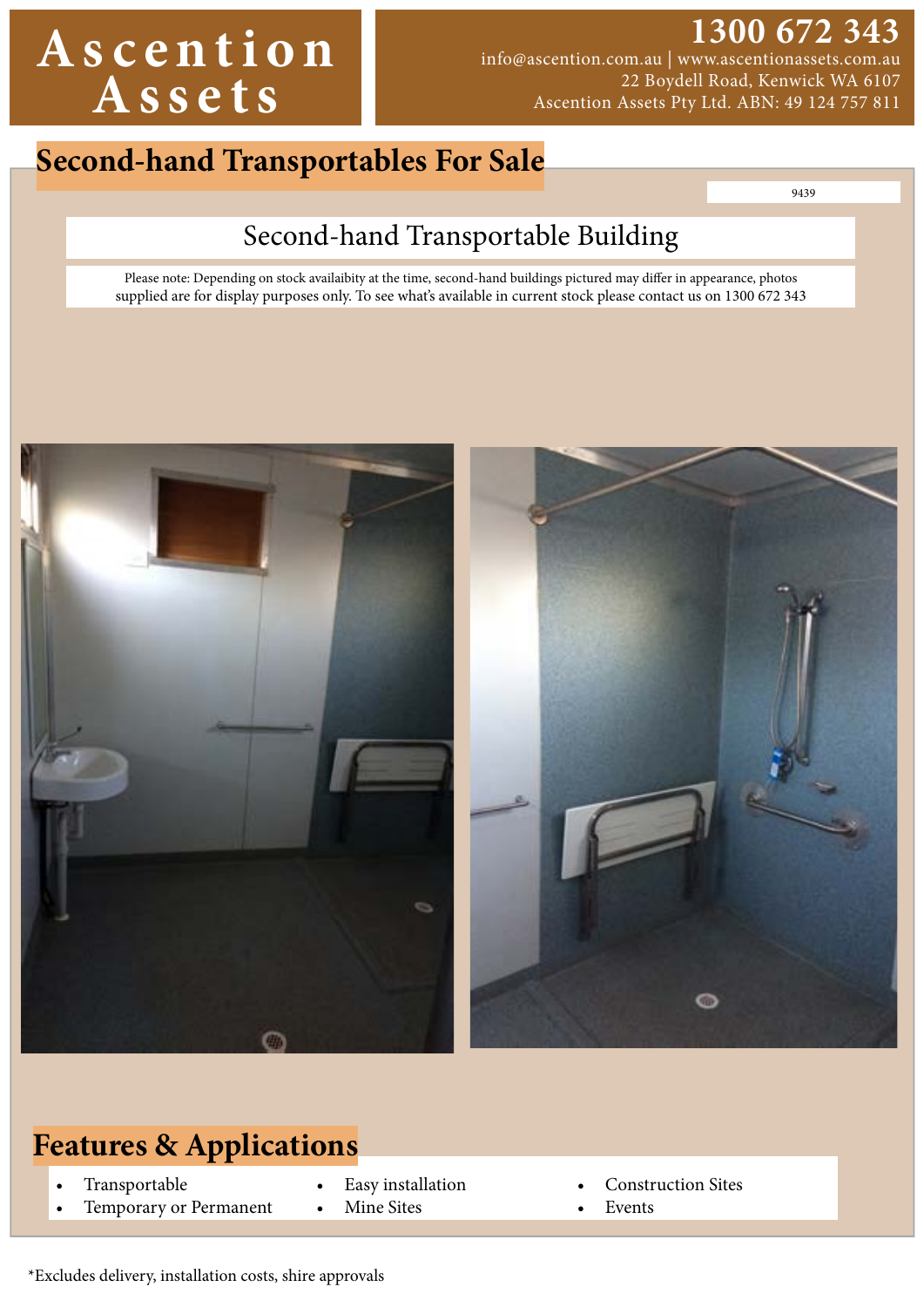# Ascention Assets

**1300 672 343**
info@ascention.com.au | www.ascentionassets.com.au
22 Boydell Road, Kenwick WA 6107
Ascention Assets Pty Ltd. ABN: 49 124 757 811

## Second-hand Transportables For Sale

9439

### Second-hand Transportable Building

Please note: Depending on stock availaibity at the time, second-hand buildings pictured may differ in appearance, photos supplied are for display purposes only. To see what's available in current stock please contact us on 1300 672 343

## Features & Applications

- Transportable
- Temporary or Permanent
- Easy installation
- Mine Sites
- Construction Sites
- Events

*Excludes delivery, installation costs, shire approvals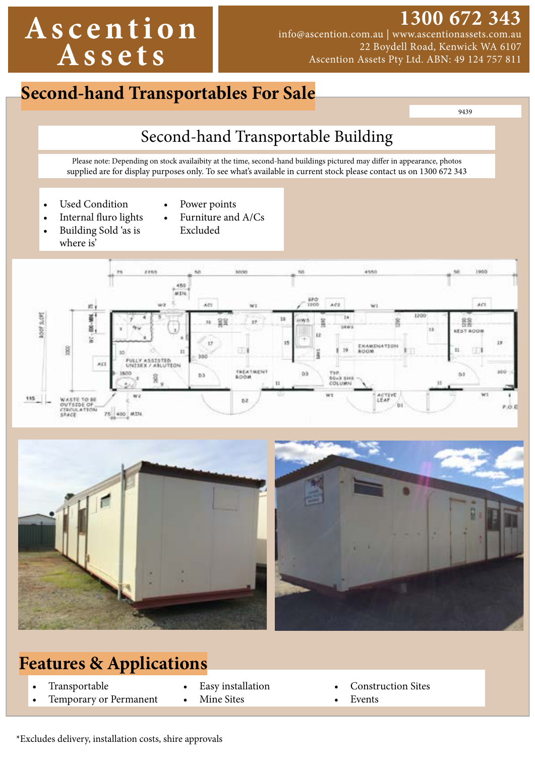# Ascention Assets

**1300 672 343**

info@ascention.com.au | www.ascentionassets.com.au
22 Boydell Road, Kenwick WA 6107
Ascention Assets Pty Ltd. ABN: 49 124 757 811

## Second-hand Transportables For Sale

9439

### Second-hand Transportable Building

Please note: Depending on stock availaibity at the time, second-hand buildings pictured may differ in appearance, photos supplied are for display purposes only. To see what's available in current stock please contact us on 1300 672 343

- Used Condition
- Internal fluro lights
- Building Sold 'as is where is'
- Power points
- Furniture and A/Cs Excluded

## Features & Applications

- Transportable
- Temporary or Permanent
- Easy installation
- Mine Sites
- Construction Sites
- Events

*Excludes delivery, installation costs, shire approvals